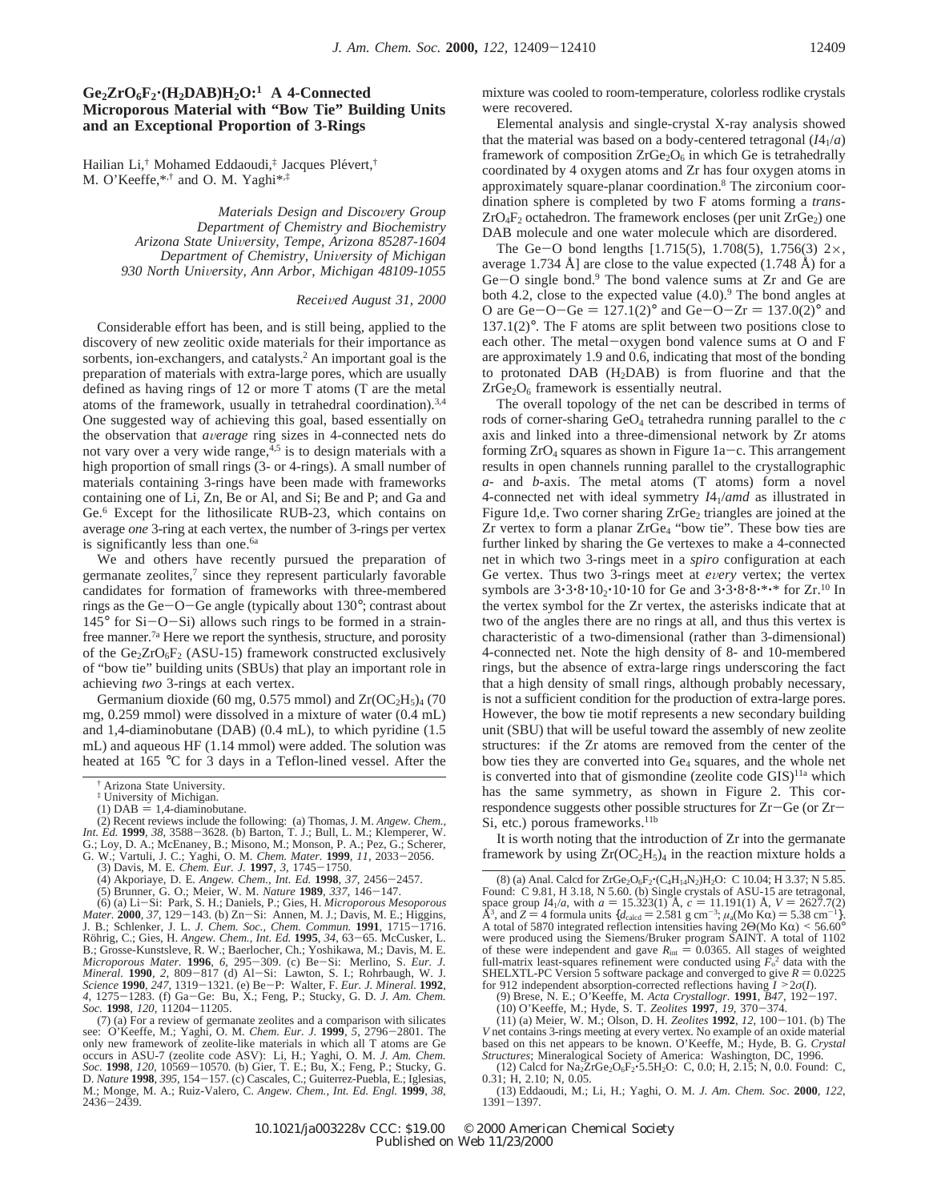# $Ge_2ZrO_6F_2\cdot(H_2DAB)H_2O$:[1] A 4-Connected Microporous Material with "Bow Tie" Building Units and an Exceptional Proportion of 3-Rings

Hailian Li,[†] Mohamed Eddaoudi,[‡] Jacques Plévert,[†] M. O'Keeffe,*,[†] and O. M. Yaghi*,[‡]

*Materials Design and Discovery Group*
*Department of Chemistry and Biochemistry*
*Arizona State University, Tempe, Arizona 85287-1604*
*Department of Chemistry, University of Michigan*
*930 North University, Ann Arbor, Michigan 48109-1055*

*Received August 31, 2000*

Considerable effort has been, and is still being, applied to the discovery of new zeolitic oxide materials for their importance as sorbents, ion-exchangers, and catalysts.[2] An important goal is the preparation of materials with extra-large pores, which are usually defined as having rings of 12 or more T atoms (T are the metal atoms of the framework, usually in tetrahedral coordination).[3,4] One suggested way of achieving this goal, based essentially on the observation that *average* ring sizes in 4-connected nets do not vary over a very wide range,[4,5] is to design materials with a high proportion of small rings (3- or 4-rings). A small number of materials containing 3-rings have been made with frameworks containing one of Li, Zn, Be or Al, and Si; Be and P; and Ga and Ge.[6] Except for the lithosilicate RUB-23, which contains on average *one* 3-ring at each vertex, the number of 3-rings per vertex is significantly less than one.[6a]

We and others have recently pursued the preparation of germanate zeolites,[7] since they represent particularly favorable candidates for formation of frameworks with three-membered rings as the Ge−O−Ge angle (typically about 130°; contrast about 145° for Si−O−Si) allows such rings to be formed in a strain-free manner.[7a] Here we report the synthesis, structure, and porosity of the $Ge_2ZrO_6F_2$ (ASU-15) framework constructed exclusively of "bow tie" building units (SBUs) that play an important role in achieving *two* 3-rings at each vertex.

Germanium dioxide (60 mg, 0.575 mmol) and $Zr(OC_2H_5)_4$ (70 mg, 0.259 mmol) were dissolved in a mixture of water (0.4 mL) and 1,4-diaminobutane (DAB) (0.4 mL), to which pyridine (1.5 mL) and aqueous HF (1.14 mmol) were added. The solution was heated at 165 °C for 3 days in a Teflon-lined vessel. After the mixture was cooled to room-temperature, colorless rodlike crystals were recovered.

Elemental analysis and single-crystal X-ray analysis showed that the material was based on a body-centered tetragonal ($I4_1/a$) framework of composition $ZrGe_2O_6$ in which Ge is tetrahedrally coordinated by 4 oxygen atoms and Zr has four oxygen atoms in approximately square-planar coordination.[8] The zirconium coordination sphere is completed by two F atoms forming a *trans*-$ZrO_4F_2$ octahedron. The framework encloses (per unit $ZrGe_2$) one DAB molecule and one water molecule which are disordered.

The Ge−O bond lengths [1.715(5), 1.708(5), 1.756(3) 2×, average 1.734 Å] are close to the value expected (1.748 Å) for a Ge−O single bond.[9] The bond valence sums at Zr and Ge are both 4.2, close to the expected value (4.0).[9] The bond angles at O are Ge−O−Ge = 127.1(2)° and Ge−O−Zr = 137.0(2)° and 137.1(2)°. The F atoms are split between two positions close to each other. The metal−oxygen bond valence sums at O and F are approximately 1.9 and 0.6, indicating that most of the bonding to protonated DAB ($H_2DAB$) is from fluorine and that the $ZrGe_2O_6$ framework is essentially neutral.

The overall topology of the net can be described in terms of rods of corner-sharing $GeO_4$ tetrahedra running parallel to the *c* axis and linked into a three-dimensional network by Zr atoms forming $ZrO_4$ squares as shown in Figure 1a−c. This arrangement results in open channels running parallel to the crystallographic *a*- and *b*-axis. The metal atoms (T atoms) form a novel 4-connected net with ideal symmetry $I4_1/amd$ as illustrated in Figure 1d,e. Two corner sharing $ZrGe_2$ triangles are joined at the Zr vertex to form a planar $ZrGe_4$ "bow tie". These bow ties are further linked by sharing the Ge vertexes to make a 4-connected net in which two 3-rings meet in a *spiro* configuration at each Ge vertex. Thus two 3-rings meet at *every* vertex; the vertex symbols are $3\cdot3\cdot8\cdot10_2\cdot10\cdot10$ for Ge and $3\cdot3\cdot8\cdot8\cdot*\cdot*$ for Zr.[10] In the vertex symbol for the Zr vertex, the asterisks indicate that at two of the angles there are no rings at all, and thus this vertex is characteristic of a two-dimensional (rather than 3-dimensional) 4-connected net. Note the high density of 8- and 10-membered rings, but the absence of extra-large rings underscoring the fact that a high density of small rings, although probably necessary, is not a sufficient condition for the production of extra-large pores. However, the bow tie motif represents a new secondary building unit (SBU) that will be useful toward the assembly of new zeolite structures: if the Zr atoms are removed from the center of the bow ties they are converted into $Ge_4$ squares, and the whole net is converted into that of gismondine (zeolite code GIS)[11a] which has the same symmetry, as shown in Figure 2. This correspondence suggests other possible structures for Zr−Ge (or Zr−Si, etc.) porous frameworks.[11b]

It is worth noting that the introduction of Zr into the germanate framework by using $Zr(OC_2H_5)_4$ in the reaction mixture holds a

---

[†] Arizona State University.
[‡] University of Michigan.
(1) DAB = 1,4-diaminobutane.
(2) Recent reviews include the following: (a) Thomas, J. M. *Angew. Chem., Int. Ed.* **1999**, *38*, 3588−3628. (b) Barton, T. J.; Bull, L. M.; Klemperer, W. G.; Loy, D. A.; McEnaney, B.; Misono, M.; Monson, P. A.; Pez, G.; Scherer, G. W.; Vartuli, J. C.; Yaghi, O. M. *Chem. Mater.* **1999**, *11*, 2033−2056.
(3) Davis, M. E. *Chem. Eur. J.* **1997**, *3*, 1745−1750.
(4) Akporiaye, D. E. *Angew. Chem., Int. Ed.* **1998**, *37*, 2456−2457.
(5) Brunner, G. O.; Meier, W. M. *Nature* **1989**, *337*, 146−147.
(6) (a) Li−Si: Park, S. H.; Daniels, P.; Gies, H. *Microporous Mesoporous Mater.* **2000**, *37*, 129−143. (b) Zn−Si: Annen, M. J.; Davis, M. E.; Higgins, J. B.; Schlenker, J. L. *J. Chem. Soc., Chem. Commun.* **1991**, 1715−1716. Röhrig, C.; Gies, H. *Angew. Chem., Int. Ed.* **1995**, *34*, 63−65. McCusker, L. B.; Grosse-Kunstsleve, R. W.; Baerlocher, Ch.; Yoshikawa, M.; Davis, M. E. *Microporous Mater.* **1996**, *6*, 295−309. (c) Be−Si: Merlino, S. *Eur. J. Mineral.* **1990**, *2*, 809−817 (d) Al−Si: Lawton, S. L.; Rohrbaugh, W. J. *Science* **1990**, *247*, 1319−1321. (e) Be−P: Walter, F. *Eur. J. Mineral.* **1992**, *4*, 1275−1283. (f) Ga−Ge: Bu, X.; Feng, P.; Stucky, G. D. *J. Am. Chem. Soc.* **1998**, *120*, 11204−11205.
(7) (a) For a review of germanate zeolites and a comparison with silicates see: O'Keeffe, M.; Yaghi, O. M. *Chem. Eur. J.* **1999**, *5*, 2796−2801. The only new framework of zeolite-like materials in which all T atoms are Ge occurs in ASU-7 (zeolite code ASV): Li, H.; Yaghi, O. M. *J. Am. Chem. Soc.* **1998**, *120*, 10569−10570. (b) Gier, T. E.; Bu, X.; Feng, P.; Stucky, G. D. *Nature* **1998**, *395*, 154−157. (c) Cascales, C.; Guiterrez-Puebla, E.; Iglesias, M.; Monge, M. A.; Ruiz-Valero, C. *Angew. Chem., Int. Ed. Engl.* **1999**, *38*, 2436−2439.
(8) (a) Anal. Calcd for $ZrGe_2O_6F_2\cdot(C_4H_{14}N_2)H_2O$: C 10.04; H 3.37; N 5.85. Found: C 9.81, H 3.18, N 5.60. (b) Single crystals of ASU-15 are tetragonal, space group $I4_1/a$, with $a$ = 15.323(1) Å, $c$ = 11.191(1) Å, $V$ = 2627.7(2) Å$^3$, and $Z$ = 4 formula units {$d_{calcd}$ = 2.581 g cm$^{-3}$; $\mu_a$(Mo Kα) = 5.38 cm$^{-1}$}. A total of 5870 integrated reflection intensities having 2Θ(Mo Kα) < 56.60° were produced using the Siemens/Bruker program SAINT. A total of 1102 of these were independent and gave $R_{int}$ = 0.0365. All stages of weighted full-matrix least-squares refinement were conducted using $F_o^2$ data with the SHELXTL-PC Version 5 software package and converged to give $R$ = 0.0225 for 912 independent absorption-corrected reflections having $I > 2\sigma(I)$.
(9) Brese, N. E.; O'Keeffe, M. *Acta Crystallogr.* **1991**, *B47*, 192−197.
(10) O'Keeffe, M.; Hyde, S. T. *Zeolites* **1997**, *19*, 370−374.
(11) (a) Meier, W. M.; Olson, D. H. *Zeolites* **1992**, *12*, 100−101. (b) The *V* net contains 3-rings meeting at every vertex. No example of an oxide material based on this net appears to be known. O'Keeffe, M.; Hyde, B. G. *Crystal Structures*; Mineralogical Society of America: Washington, DC, 1996.
(12) Calcd for $Na_2ZrGe_2O_6F_2\cdot5.5H_2O$: C, 0.0; H, 2.15; N, 0.0. Found: C, 0.31; H, 2.10; N, 0.05.
(13) Eddaoudi, M.; Li, H.; Yaghi, O. M. *J. Am. Chem. Soc.* **2000**, *122*, 1391−1397.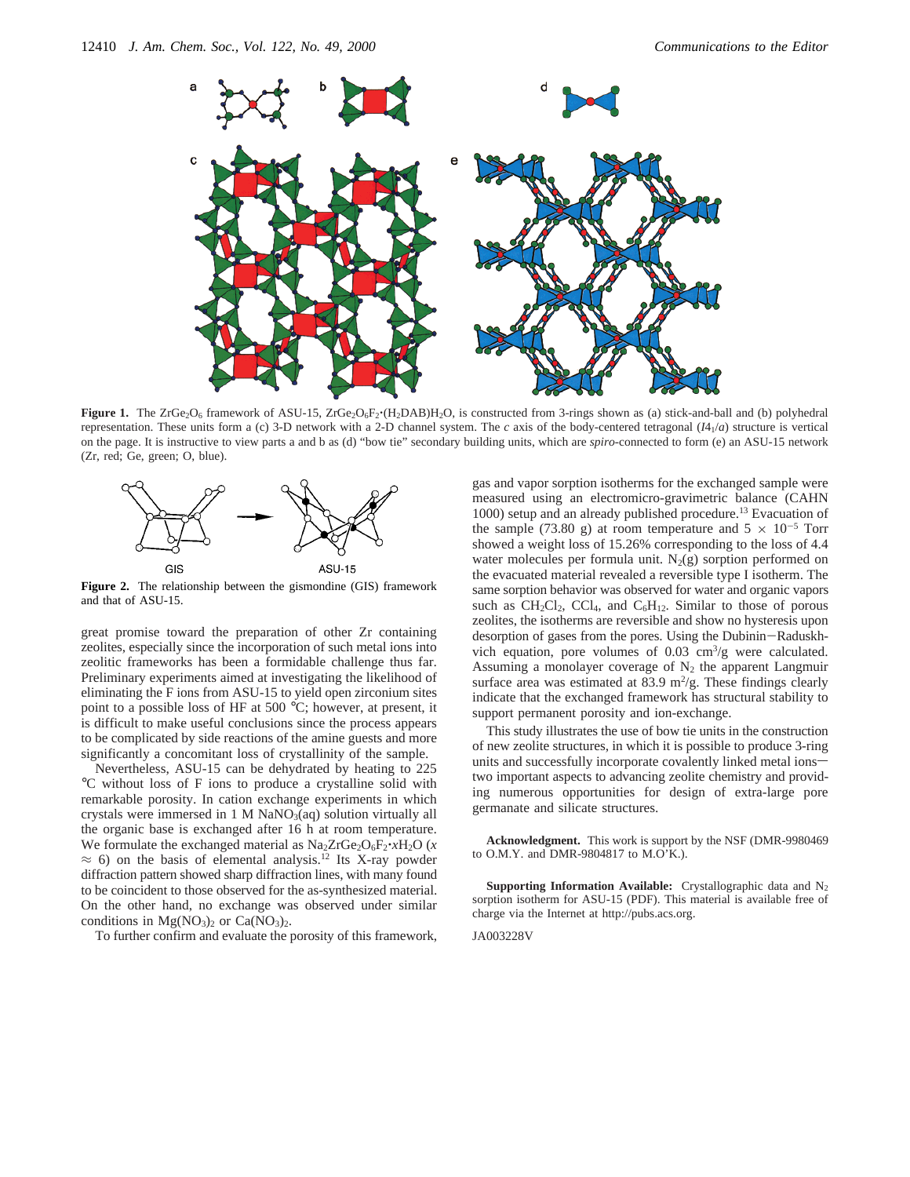**Figure 1.** The $ZrGe_2O_6$ framework of ASU-15, $ZrGe_2O_6F_2\cdot(H_2DAB)H_2O$, is constructed from 3-rings shown as (a) stick-and-ball and (b) polyhedral representation. These units form a (c) 3-D network with a 2-D channel system. The *c* axis of the body-centered tetragonal ($I4_1/a$) structure is vertical on the page. It is instructive to view parts a and b as (d) "bow tie" secondary building units, which are *spiro*-connected to form (e) an ASU-15 network (Zr, red; Ge, green; O, blue).

**Figure 2.** The relationship between the gismondine (GIS) framework and that of ASU-15.

great promise toward the preparation of other Zr containing zeolites, especially since the incorporation of such metal ions into zeolitic frameworks has been a formidable challenge thus far. Preliminary experiments aimed at investigating the likelihood of eliminating the F ions from ASU-15 to yield open zirconium sites point to a possible loss of HF at 500 °C; however, at present, it is difficult to make useful conclusions since the process appears to be complicated by side reactions of the amine guests and more significantly a concomitant loss of crystallinity of the sample.

Nevertheless, ASU-15 can be dehydrated by heating to 225 °C without loss of F ions to produce a crystalline solid with remarkable porosity. In cation exchange experiments in which crystals were immersed in 1 M $NaNO_3$(aq) solution virtually all the organic base is exchanged after 16 h at room temperature. We formulate the exchanged material as $Na_2ZrGe_2O_6F_2\cdot xH_2O$ ($x \approx 6$) on the basis of elemental analysis.[12] Its X-ray powder diffraction pattern showed sharp diffraction lines, with many found to be coincident to those observed for the as-synthesized material. On the other hand, no exchange was observed under similar conditions in $Mg(NO_3)_2$ or $Ca(NO_3)_2$.

To further confirm and evaluate the porosity of this framework, gas and vapor sorption isotherms for the exchanged sample were measured using an electromicro-gravimetric balance (CAHN 1000) setup and an already published procedure.[13] Evacuation of the sample (73.80 g) at room temperature and $5 \times 10^{-5}$ Torr showed a weight loss of 15.26% corresponding to the loss of 4.4 water molecules per formula unit. $N_2$(g) sorption performed on the evacuated material revealed a reversible type I isotherm. The same sorption behavior was observed for water and organic vapors such as $CH_2Cl_2$, $CCl_4$, and $C_6H_{12}$. Similar to those of porous zeolites, the isotherms are reversible and show no hysteresis upon desorption of gases from the pores. Using the Dubinin–Raduskhvich equation, pore volumes of 0.03 $cm^3/g$ were calculated. Assuming a monolayer coverage of $N_2$ the apparent Langmuir surface area was estimated at 83.9 $m^2/g$. These findings clearly indicate that the exchanged framework has structural stability to support permanent porosity and ion-exchange.

This study illustrates the use of bow tie units in the construction of new zeolite structures, in which it is possible to produce 3-ring units and successfully incorporate covalently linked metal ions—two important aspects to advancing zeolite chemistry and providing numerous opportunities for design of extra-large pore germanate and silicate structures.

**Acknowledgment.** This work is support by the NSF (DMR-9980469 to O.M.Y. and DMR-9804817 to M.O'K.).

**Supporting Information Available:** Crystallographic data and $N_2$ sorption isotherm for ASU-15 (PDF). This material is available free of charge via the Internet at http://pubs.acs.org.

JA003228V